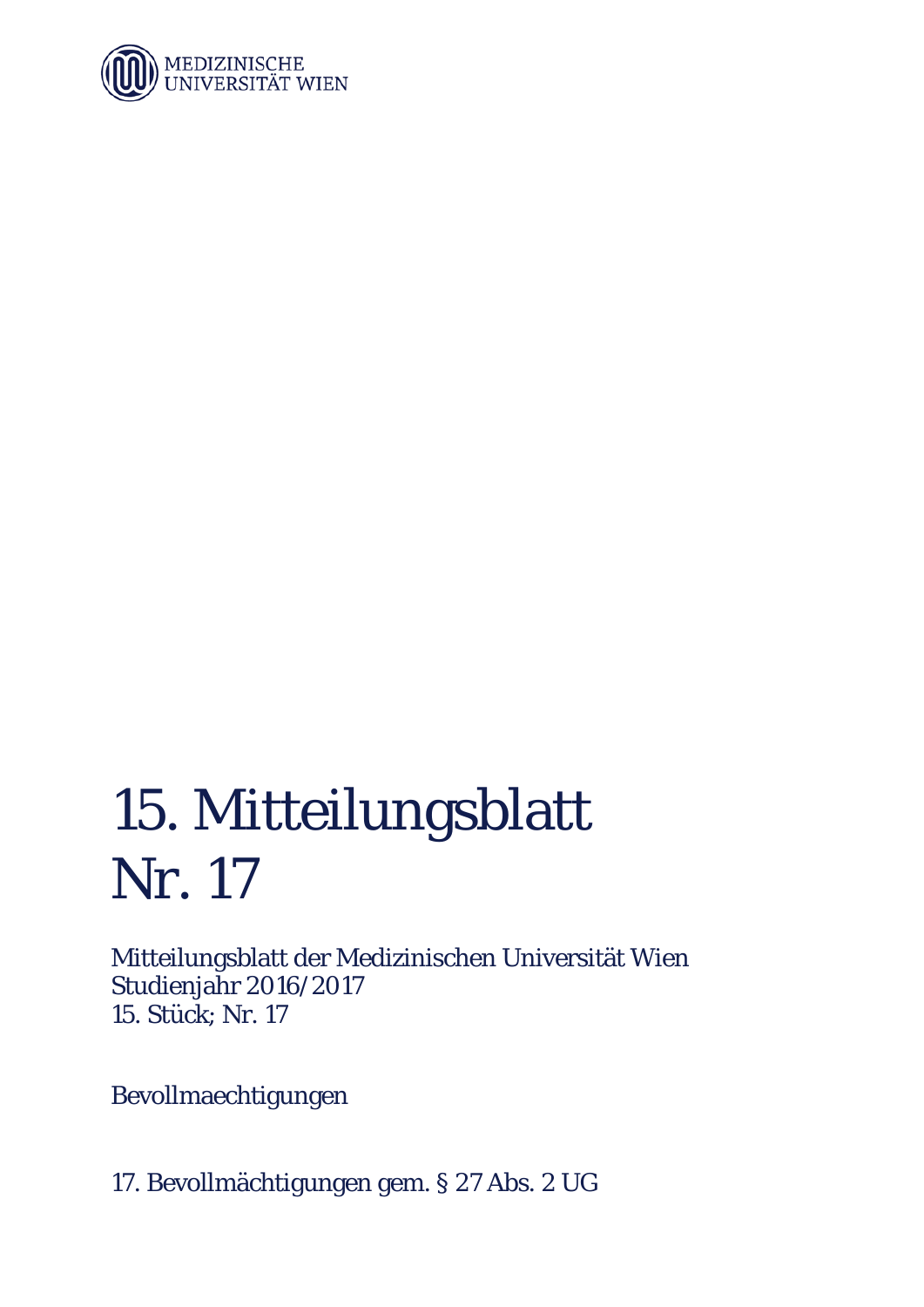MEDIZINISCHE UNIVERSITÄT WIEN

# 15. Mitteilungsblatt Nr. 17

Mitteilungsblatt der Medizinischen Universität Wien
Studienjahr 2016/2017
15. Stück; Nr. 17

Bevollmaechtigungen

17. Bevollmächtigungen gem. § 27 Abs. 2 UG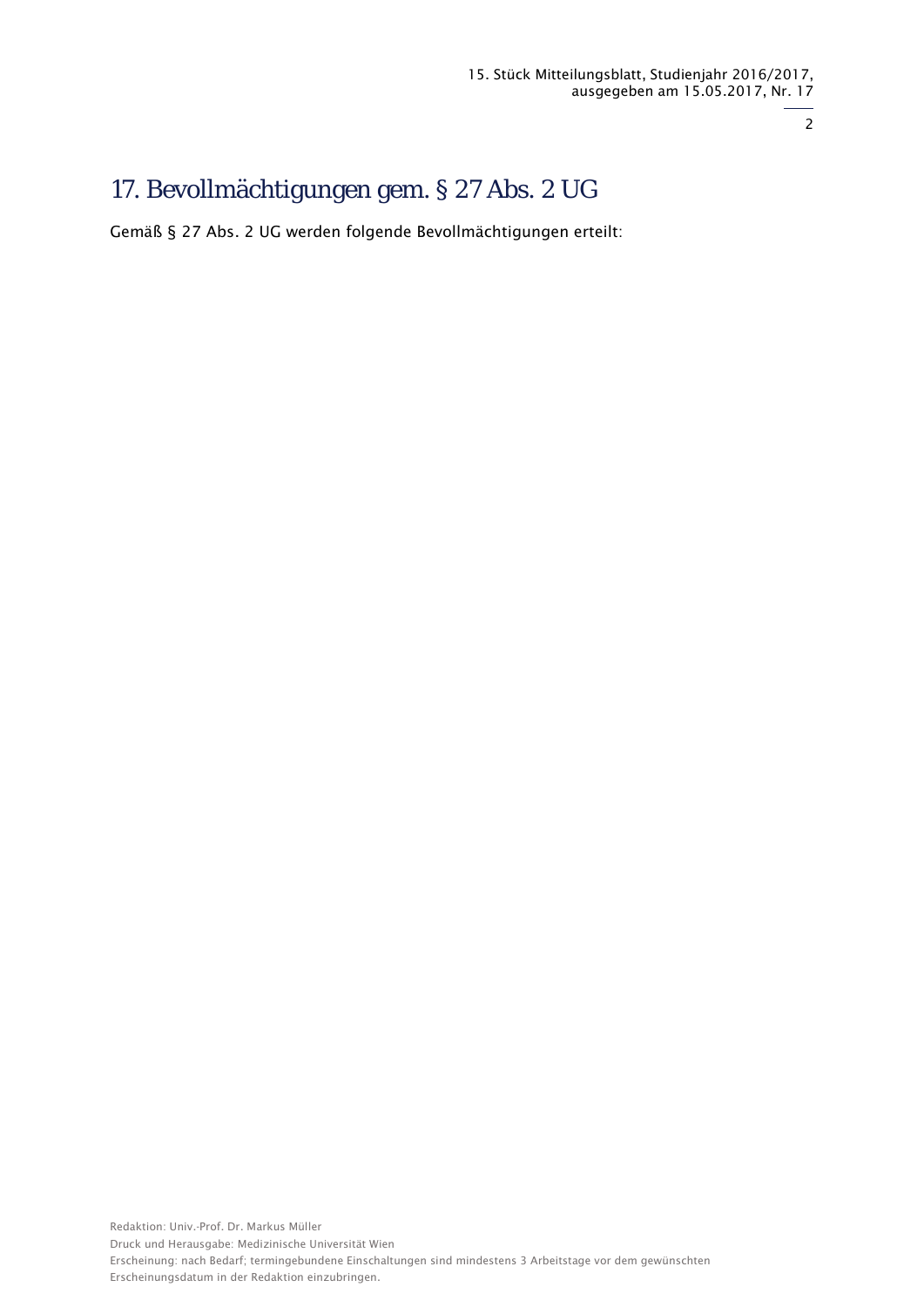# 17. Bevollmächtigungen gem. § 27 Abs. 2 UG

Gemäß § 27 Abs. 2 UG werden folgende Bevollmächtigungen erteilt: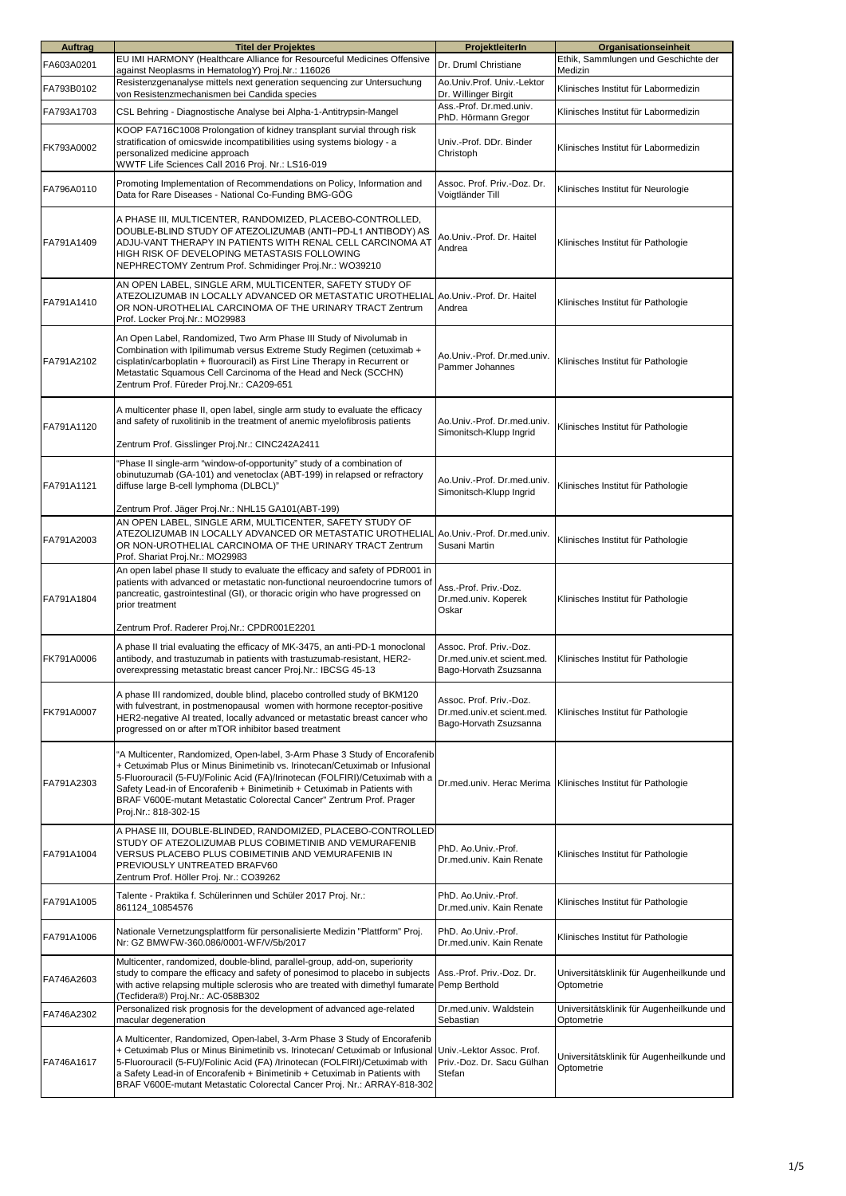| Auftrag | Titel der Projektes | ProjektleiterIn | Organisationseinheit |
|---|---|---|---|
| FA603A0201 | EU IMI HARMONY (Healthcare Alliance for Resourceful Medicines Offensive against Neoplasms in HematologY) Proj.Nr.: 116026 | Dr. Druml Christiane | Ethik, Sammlungen und Geschichte der Medizin |
| FA793B0102 | Resistenzgenanalyse mittels next generation sequencing zur Untersuchung von Resistenzmechanismen bei Candida species | Ao.Univ.Prof. Univ.-Lektor Dr. Willinger Birgit | Klinisches Institut für Labormedizin |
| FA793A1703 | CSL Behring - Diagnostische Analyse bei Alpha-1-Antitrypsin-Mangel | Ass.-Prof. Dr.med.univ. PhD. Hörmann Gregor | Klinisches Institut für Labormedizin |
| FK793A0002 | KOOP FA716C1008 Prolongation of kidney transplant survival through risk stratification of omicswide incompatibilities using systems biology - a personalized medicine approach WWTF Life Sciences Call 2016 Proj. Nr.: LS16-019 | Univ.-Prof. DDr. Binder Christoph | Klinisches Institut für Labormedizin |
| FA796A0110 | Promoting Implementation of Recommendations on Policy, Information and Data for Rare Diseases - National Co-Funding BMG-GÖG | Assoc. Prof. Priv.-Doz. Dr. Voigtländer Till | Klinisches Institut für Neurologie |
| FA791A1409 | A PHASE III, MULTICENTER, RANDOMIZED, PLACEBO-CONTROLLED, DOUBLE-BLIND STUDY OF ATEZOLIZUMAB (ANTI−PD-L1 ANTIBODY) AS ADJU-VANT THERAPY IN PATIENTS WITH RENAL CELL CARCINOMA AT HIGH RISK OF DEVELOPING METASTASIS FOLLOWING NEPHRECTOMY Zentrum Prof. Schmidinger Proj.Nr.: WO39210 | Ao.Univ.-Prof. Dr. Haitel Andrea | Klinisches Institut für Pathologie |
| FA791A1410 | AN OPEN LABEL, SINGLE ARM, MULTICENTER, SAFETY STUDY OF ATEZOLIZUMAB IN LOCALLY ADVANCED OR METASTATIC UROTHELIAL OR NON-UROTHELIAL CARCINOMA OF THE URINARY TRACT Zentrum Prof. Locker Proj.Nr.: MO29983 | Ao.Univ.-Prof. Dr. Haitel Andrea | Klinisches Institut für Pathologie |
| FA791A2102 | An Open Label, Randomized, Two Arm Phase III Study of Nivolumab in Combination with Ipilimumab versus Extreme Study Regimen (cetuximab + cisplatin/carboplatin + fluorouracil) as First Line Therapy in Recurrent or Metastatic Squamous Cell Carcinoma of the Head and Neck (SCCHN) Zentrum Prof. Füreder Proj.Nr.: CA209-651 | Ao.Univ.-Prof. Dr.med.univ. Pammer Johannes | Klinisches Institut für Pathologie |
| FA791A1120 | A multicenter phase II, open label, single arm study to evaluate the efficacy and safety of ruxolitinib in the treatment of anemic myelofibrosis patients<br><br>Zentrum Prof. Gisslinger Proj.Nr.: CINC242A2411 | Ao.Univ.-Prof. Dr.med.univ. Simonitsch-Klupp Ingrid | Klinisches Institut für Pathologie |
| FA791A1121 | "Phase II single-arm "window-of-opportunity" study of a combination of obinutuzumab (GA-101) and venetoclax (ABT-199) in relapsed or refractory diffuse large B-cell lymphoma (DLBCL)"<br><br>Zentrum Prof. Jäger Proj.Nr.: NHL15 GA101(ABT-199) | Ao.Univ.-Prof. Dr.med.univ. Simonitsch-Klupp Ingrid | Klinisches Institut für Pathologie |
| FA791A2003 | AN OPEN LABEL, SINGLE ARM, MULTICENTER, SAFETY STUDY OF ATEZOLIZUMAB IN LOCALLY ADVANCED OR METASTATIC UROTHELIAL OR NON-UROTHELIAL CARCINOMA OF THE URINARY TRACT Zentrum Prof. Shariat Proj.Nr.: MO29983 | Ao.Univ.-Prof. Dr.med.univ. Susani Martin | Klinisches Institut für Pathologie |
| FA791A1804 | An open label phase II study to evaluate the efficacy and safety of PDR001 in patients with advanced or metastatic non-functional neuroendocrine tumors of pancreatic, gastrointestinal (GI), or thoracic origin who have progressed on prior treatment<br><br>Zentrum Prof. Raderer Proj.Nr.: CPDR001E2201 | Ass.-Prof. Priv.-Doz. Dr.med.univ. Koperek Oskar | Klinisches Institut für Pathologie |
| FK791A0006 | A phase II trial evaluating the efficacy of MK-3475, an anti-PD-1 monoclonal antibody, and trastuzumab in patients with trastuzumab-resistant, HER2-overexpressing metastatic breast cancer Proj.Nr.: IBCSG 45-13 | Assoc. Prof. Priv.-Doz. Dr.med.univ.et scient.med. Bago-Horvath Zsuzsanna | Klinisches Institut für Pathologie |
| FK791A0007 | A phase III randomized, double blind, placebo controlled study of BKM120 with fulvestrant, in postmenopausal women with hormone receptor-positive HER2-negative AI treated, locally advanced or metastatic breast cancer who progressed on or after mTOR inhibitor based treatment | Assoc. Prof. Priv.-Doz. Dr.med.univ.et scient.med. Bago-Horvath Zsuzsanna | Klinisches Institut für Pathologie |
| FA791A2303 | "A Multicenter, Randomized, Open-label, 3-Arm Phase 3 Study of Encorafenib + Cetuximab Plus or Minus Binimetinib vs. Irinotecan/Cetuximab or Infusional 5-Fluorouracil (5-FU)/Folinic Acid (FA)/Irinotecan (FOLFIRI)/Cetuximab with a Safety Lead-in of Encorafenib + Binimetinib + Cetuximab in Patients with BRAF V600E-mutant Metastatic Colorectal Cancer" Zentrum Prof. Prager Proj.Nr.: 818-302-15 | Dr.med.univ. Herac Merima | Klinisches Institut für Pathologie |
| FA791A1004 | A PHASE III, DOUBLE-BLINDED, RANDOMIZED, PLACEBO-CONTROLLED STUDY OF ATEZOLIZUMAB PLUS COBIMETINIB AND VEMURAFENIB VERSUS PLACEBO PLUS COBIMETINIB AND VEMURAFENIB IN PREVIOUSLY UNTREATED BRAFV60<br>Zentrum Prof. Höller Proj. Nr.: CO39262 | PhD. Ao.Univ.-Prof. Dr.med.univ. Kain Renate | Klinisches Institut für Pathologie |
| FA791A1005 | Talente - Praktika f. Schülerinnen und Schüler 2017 Proj. Nr.: 861124_10854576 | PhD. Ao.Univ.-Prof. Dr.med.univ. Kain Renate | Klinisches Institut für Pathologie |
| FA791A1006 | Nationale Vernetzungsplattform für personalisierte Medizin "Plattform" Proj. Nr: GZ BMWFW-360.086/0001-WF/V/5b/2017 | PhD. Ao.Univ.-Prof. Dr.med.univ. Kain Renate | Klinisches Institut für Pathologie |
| FA746A2603 | Multicenter, randomized, double-blind, parallel-group, add-on, superiority study to compare the efficacy and safety of ponesimod to placebo in subjects with active relapsing multiple sclerosis who are treated with dimethyl fumarate (Tecfidera®) Proj.Nr.: AC-058B302 | Ass.-Prof. Priv.-Doz. Dr. Pemp Berthold | Universitätsklinik für Augenheilkunde und Optometrie |
| FA746A2302 | Personalized risk prognosis for the development of advanced age-related macular degeneration | Dr.med.univ. Waldstein Sebastian | Universitätsklinik für Augenheilkunde und Optometrie |
| FA746A1617 | A Multicenter, Randomized, Open-label, 3-Arm Phase 3 Study of Encorafenib + Cetuximab Plus or Minus Binimetinib vs. Irinotecan/ Cetuximab or Infusional 5-Fluorouracil (5-FU)/Folinic Acid (FA) /Irinotecan (FOLFIRI)/Cetuximab with a Safety Lead-in of Encorafenib + Binimetinib + Cetuximab in Patients with BRAF V600E-mutant Metastatic Colorectal Cancer Proj. Nr.: ARRAY-818-302 | Univ.-Lektor Assoc. Prof. Priv.-Doz. Dr. Sacu Gülhan Stefan | Universitätsklinik für Augenheilkunde und Optometrie |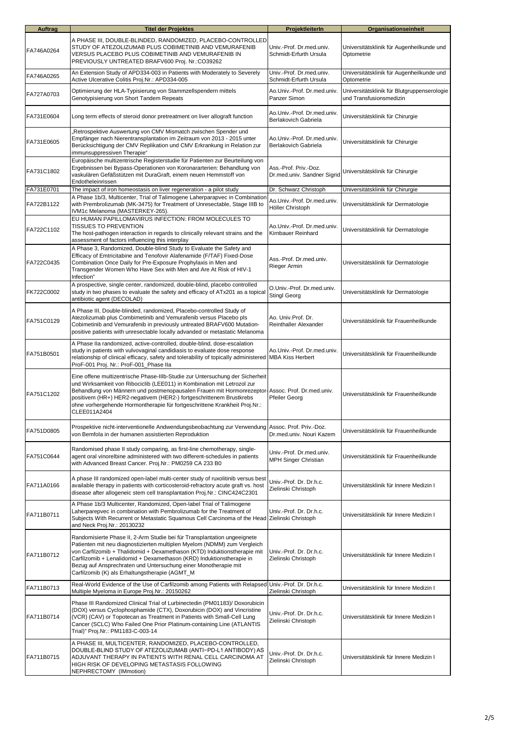| Auftrag | Titel der Projektes | ProjektleiterIn | Organisationseinheit |
|---|---|---|---|
| FA746A0264 | A PHASE III, DOUBLE-BLINDED, RANDOMIZED, PLACEBO-CONTROLLED STUDY OF ATEZOLIZUMAB PLUS COBIMETINIB AND VEMURAFENIB VERSUS PLACEBO PLUS COBIMETINIB AND VEMURAFENIB IN PREVIOUSLY UNTREATED BRAFV600 Proj. Nr.:CO39262 | Univ.-Prof. Dr.med.univ. Schmidt-Erfurth Ursula | Universitätsklinik für Augenheilkunde und Optometrie |
| FA746A0265 | An Extension Study of APD334-003 in Patients with Moderately to Severely Active Ulcerative Colitis Proj.Nr.: APD334-005 | Univ.-Prof. Dr.med.univ. Schmidt-Erfurth Ursula | Universitätsklinik für Augenheilkunde und Optometrie |
| FA727A0703 | Optimierung der HLA-Typisierung von Stammzellspendern mittels Genotypisierung von Short Tandem Repeats | Ao.Univ.-Prof. Dr.med.univ. Panzer Simon | Universitätsklinik für Blutgruppenserologie und Transfusionsmedizin |
| FA731E0604 | Long term effects of steroid donor pretreatment on liver allograft function | Ao.Univ.-Prof. Dr.med.univ. Berlakovich Gabriela | Universitätsklinik für Chirurgie |
| FA731E0605 | „Retrospektive Auswertung von CMV Mismatch zwischen Spender und Empfänger nach Nierentransplantation im Zeitraum von 2013 - 2015 unter Berücksichtigung der CMV Replikation und CMV Erkrankung in Relation zur immunsuppressiven Therapie“ | Ao.Univ.-Prof. Dr.med.univ. Berlakovich Gabriela | Universitätsklinik für Chirurgie |
| FA731C1802 | Europäische multizentrische Registerstudie für Patienten zur Beurteilung von Ergebnissen bei Bypass-Operationen von Koronararterien: Behandlung von vaskulären Gefäßstützen mit DuraGraft, einem neuen Hemmstoff von Endotheleinrissen | Ass.-Prof. Priv.-Doz. Dr.med.univ. Sandner Sigrid | Universitätsklinik für Chirurgie |
| FA731E0701 | The impact of iron homeostasis on liver regeneration - a pilot study | Dr. Schwarz Christoph | Universitätsklinik für Chirurgie |
| FA722B1122 | A Phase 1b/3, Multicenter, Trial of Talimogene Laherparapvec in Combination with Prembrolizumab (MK-3475) for Treatment of Unresectable, Stage IIIB to IVM1c Melanoma (MASTERKEY-265). | Ao.Univ.-Prof. Dr.med.univ. Höller Christoph | Universitätsklinik für Dermatologie |
| FA722C1102 | EU HUMAN PAPILLOMAVIRUS INFECTION: FROM MOLECULES TO TISSUES TO PREVENTION<br>The host-pathogen interaction in regards to clinically relevant strains and the assessment of factors influencing this interplay | Ao.Univ.-Prof. Dr.med.univ. Kirnbauer Reinhard | Universitätsklinik für Dermatologie |
| FA722C0435 | A Phase 3, Randomized, Double-blind Study to Evaluate the Safety and Efficacy of Emtricitabine and Tenofovir Alafenamide (F/TAF) Fixed-Dose Combination Once Daily for Pre-Exposure Prophylaxis in Men and Transgender Women Who Have Sex with Men and Are At Risk of HIV-1 Infection" | Ass.-Prof. Dr.med.univ. Rieger Armin | Universitätsklinik für Dermatologie |
| FK722C0002 | A prospective, single center, randomized, double-blind, placebo controlled study in two phases to evaluate the safety and efficacy of ATx201 as a topical antibiotic agent (DECOLAD) | O.Univ.-Prof. Dr.med.univ. Stingl Georg | Universitätsklinik für Dermatologie |
| FA751C0129 | A Phase III, Double-blinded, randomized, Placebo-controlled Study of Atezolizumab plus Combimetinib and Vemurafenib versus Placebo pls Cobimetinib and Vemurafenib in previously untreated BRAFV600 Mutation-positive patients with unresectable locally advanded or metastatic Melanoma | Ao. Univ.Prof. Dr. Reinthaller Alexander | Universitätsklinik für Frauenheilkunde |
| FA751B0501 | A Phase IIa randomized, active-controlled, double-blind, dose-escalation study in patients with vulvovaginal candidiasis to evaluate dose response relationship of clinical efficacy, safety and tolerability of topically administered ProF-001 Proj. Nr.: ProF-001_Phase IIa | Ao.Univ.-Prof. Dr.med.univ. MBA Kiss Herbert | Universitätsklinik für Frauenheilkunde |
| FA751C1202 | Eine offene multizentrische Phase-IIIb-Studie zur Untersuchung der Sicherheit und Wirksamkeit von Ribociclib (LEE011) in Kombination mit Letrozol zur Behandlung von Männern und postmenopausalen Frauen mit Hormonrezeptor-positivem (HR+) HER2-negativem (HER2-) fortgeschrittenem Brustkrebs ohne vorhergehende Hormontherapie für fortgeschrittene Krankheit Proj.Nr.: CLEE011A2404 | Assoc. Prof. Dr.med.univ. Pfeiler Georg | Universitätsklinik für Frauenheilkunde |
| FA751D0805 | Prospektive nicht-interventionelle Anwendungsbeobachtung zur Verwendung von Bemfola in der humanen assistierten Reproduktion | Assoc. Prof. Priv.-Doz. Dr.med.univ. Nouri Kazem | Universitätsklinik für Frauenheilkunde |
| FA751C0644 | Randomised phase II study comparing, as first-line chemotherapy, single-agent oral vinorelbine administered with two different-schedules in patients with Advanced Breast Cancer. Proj.Nr.: PM0259 CA 233 B0 | Univ.-Prof. Dr.med.univ. MPH Singer Christian | Universitätsklinik für Frauenheilkunde |
| FA711A0166 | A phase III randomized open-label multi-center study of ruxolitinib versus best available therapy in patients with corticosteroid-refractory acute graft vs. host disease after allogeneic stem cell transplantation Proj.Nr.: CINC424C2301 | Univ.-Prof. Dr. Dr.h.c. Zielinski Christoph | Universitätsklinik für Innere Medizin I |
| FA711B0711 | A Phase 1b/3 Multicenter, Randomized, Open-label Trial of Talimogene Laherparepvec in combination with Pembrolizumab for the Treatment of Subjects With Recurrent or Metastatic Squamous Cell Carcinoma of the Head and Neck Proj.Nr.: 20130232 | Univ.-Prof. Dr. Dr.h.c. Zielinski Christoph | Universitätsklinik für Innere Medizin I |
| FA711B0712 | Randomisierte Phase II, 2-Arm Studie bei für Transplantation ungeeignete Patienten mit neu diagnostizierten multiplen Myelom (NDMM) zum Vergleich von Carfilzomib + Thalidomid + Dexamethason (KTD) Induktionstherapie mit Carfilzomib + Lenalidomid + Dexamethason (KRD) Induktionstherapie in Bezug auf Ansprechraten und Untersuchung einer Monotherapie mit Carfilzomib (K) als Erhaltungstherapie (AGMT_M | Univ.-Prof. Dr. Dr.h.c. Zielinski Christoph | Universitätsklinik für Innere Medizin I |
| FA711B0713 | Real-World Evidence of the Use of Carfilzomib among Patients with Relapsed Multiple Myeloma in Europe Proj.Nr.: 20150262 | Univ.-Prof. Dr. Dr.h.c. Zielinski Christoph | Universitätsklinik für Innere Medizin I |
| FA711B0714 | Phase III Randomized Clinical Trial of Lurbinectedin (PM01183)/ Doxorubicin (DOX) versus Cyclophosphamide (CTX), Doxorubicin (DOX) and Vincristine (VCR) (CAV) or Topotecan as Treatment in Patients with Small-Cell Lung Cancer (SCLC) Who Failed One Prior Platinum-containing Line (ATLANTIS Trial)" Proj.Nr.: PM1183-C-003-14 | Univ.-Prof. Dr. Dr.h.c. Zielinski Christoph | Universitätsklinik für Innere Medizin I |
| FA711B0715 | A PHASE III, MULTICENTER, RANDOMIZED, PLACEBO-CONTROLLED, DOUBLE-BLIND STUDY OF ATEZOLIZUMAB (ANTI−PD-L1 ANTIBODY) AS ADJUVANT THERAPY IN PATIENTS WITH RENAL CELL CARCINOMA AT HIGH RISK OF DEVELOPING METASTASIS FOLLOWING NEPHRECTOMY (IMmotion) | Univ.-Prof. Dr. Dr.h.c. Zielinski Christoph | Universitätsklinik für Innere Medizin I |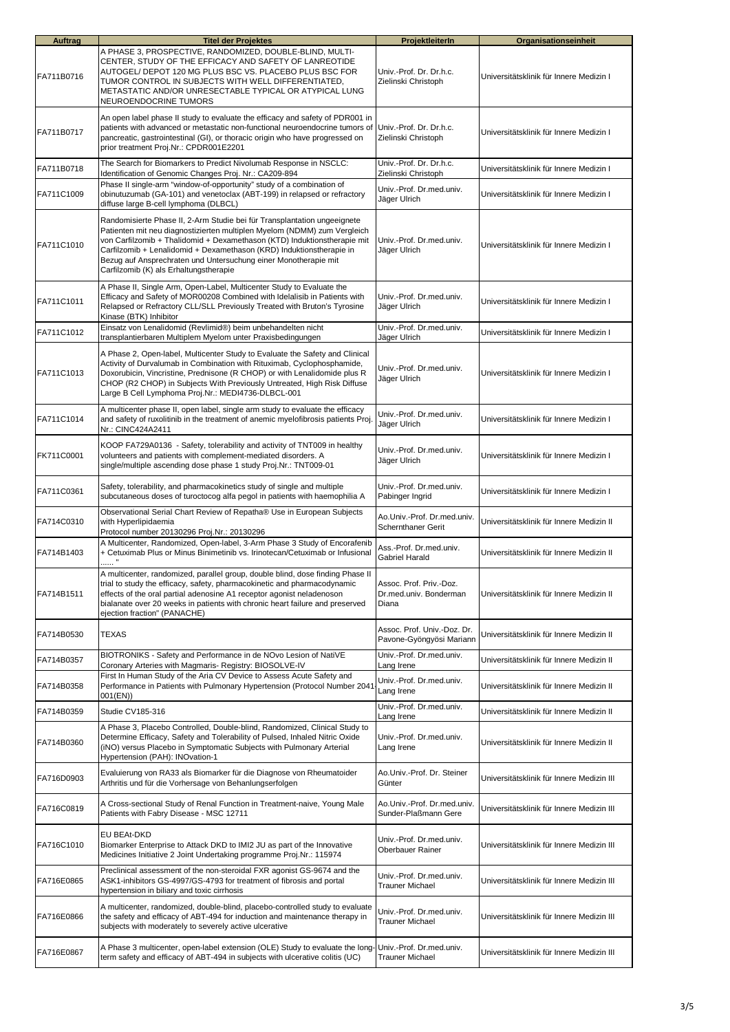| Auftrag | Titel der Projektes | ProjektleiterIn | Organisationseinheit |
|---|---|---|---|
| FA711B0716 | A PHASE 3, PROSPECTIVE, RANDOMIZED, DOUBLE-BLIND, MULTI-CENTER, STUDY OF THE EFFICACY AND SAFETY OF LANREOTIDE AUTOGEL/ DEPOT 120 MG PLUS BSC VS. PLACEBO PLUS BSC FOR TUMOR CONTROL IN SUBJECTS WITH WELL DIFFERENTIATED, METASTATIC AND/OR UNRESECTABLE TYPICAL OR ATYPICAL LUNG NEUROENDOCRINE TUMORS | Univ.-Prof. Dr. Dr.h.c. Zielinski Christoph | Universitätsklinik für Innere Medizin I |
| FA711B0717 | An open label phase II study to evaluate the efficacy and safety of PDR001 in patients with advanced or metastatic non-functional neuroendocrine tumors of pancreatic, gastrointestinal (GI), or thoracic origin who have progressed on prior treatment Proj.Nr.: CPDR001E2201 | Univ.-Prof. Dr. Dr.h.c. Zielinski Christoph | Universitätsklinik für Innere Medizin I |
| FA711B0718 | The Search for Biomarkers to Predict Nivolumab Response in NSCLC: Identification of Genomic Changes Proj. Nr.: CA209-894 | Univ.-Prof. Dr. Dr.h.c. Zielinski Christoph | Universitätsklinik für Innere Medizin I |
| FA711C1009 | Phase II single-arm "window-of-opportunity" study of a combination of obinutuzumab (GA-101) and venetoclax (ABT-199) in relapsed or refractory diffuse large B-cell lymphoma (DLBCL) | Univ.-Prof. Dr.med.univ. Jäger Ulrich | Universitätsklinik für Innere Medizin I |
| FA711C1010 | Randomisierte Phase II, 2-Arm Studie bei für Transplantation ungeeignete Patienten mit neu diagnostizierten multiplen Myelom (NDMM) zum Vergleich von Carfilzomib + Thalidomid + Dexamethason (KTD) Induktionstherapie mit Carfilzomib + Lenalidomid + Dexamethason (KRD) Induktionstherapie in Bezug auf Ansprechraten und Untersuchung einer Monotherapie mit Carfilzomib (K) als Erhaltungstherapie | Univ.-Prof. Dr.med.univ. Jäger Ulrich | Universitätsklinik für Innere Medizin I |
| FA711C1011 | A Phase II, Single Arm, Open-Label, Multicenter Study to Evaluate the Efficacy and Safety of MOR00208 Combined with Idelalisib in Patients with Relapsed or Refractory CLL/SLL Previously Treated with Bruton's Tyrosine Kinase (BTK) Inhibitor | Univ.-Prof. Dr.med.univ. Jäger Ulrich | Universitätsklinik für Innere Medizin I |
| FA711C1012 | Einsatz von Lenalidomid (Revlimid®) beim unbehandelten nicht transplantierbaren Multiplem Myelom unter Praxisbedingungen | Univ.-Prof. Dr.med.univ. Jäger Ulrich | Universitätsklinik für Innere Medizin I |
| FA711C1013 | A Phase 2, Open-label, Multicenter Study to Evaluate the Safety and Clinical Activity of Durvalumab in Combination with Rituximab, Cyclophosphamide, Doxorubicin, Vincristine, Prednisone (R CHOP) or with Lenalidomide plus R CHOP (R2 CHOP) in Subjects With Previously Untreated, High Risk Diffuse Large B Cell Lymphoma Proj.Nr.: MEDI4736-DLBCL-001 | Univ.-Prof. Dr.med.univ. Jäger Ulrich | Universitätsklinik für Innere Medizin I |
| FA711C1014 | A multicenter phase II, open label, single arm study to evaluate the efficacy and safety of ruxolitinib in the treatment of anemic myelofibrosis patients Proj. Nr.: CINC424A2411 | Univ.-Prof. Dr.med.univ. Jäger Ulrich | Universitätsklinik für Innere Medizin I |
| FK711C0001 | KOOP FA729A0136 - Safety, tolerability and activity of TNT009 in healthy volunteers and patients with complement-mediated disorders. A single/multiple ascending dose phase 1 study Proj.Nr.: TNT009-01 | Univ.-Prof. Dr.med.univ. Jäger Ulrich | Universitätsklinik für Innere Medizin I |
| FA711C0361 | Safety, tolerability, and pharmacokinetics study of single and multiple subcutaneous doses of turoctocog alfa pegol in patients with haemophilia A | Univ.-Prof. Dr.med.univ. Pabinger Ingrid | Universitätsklinik für Innere Medizin I |
| FA714C0310 | Observational Serial Chart Review of Repatha® Use in European Subjects with Hyperlipidaemia<br>Protocol number 20130296 Proj.Nr.: 20130296 | Ao.Univ.-Prof. Dr.med.univ. Schernthaner Gerit | Universitätsklinik für Innere Medizin II |
| FA714B1403 | A Multicenter, Randomized, Open-label, 3-Arm Phase 3 Study of Encorafenib + Cetuximab Plus or Minus Binimetinib vs. Irinotecan/Cetuximab or Infusional ...... " | Ass.-Prof. Dr.med.univ. Gabriel Harald | Universitätsklinik für Innere Medizin II |
| FA714B1511 | A multicenter, randomized, parallel group, double blind, dose finding Phase II trial to study the efficacy, safety, pharmacokinetic and pharmacodynamic effects of the oral partial adenosine A1 receptor agonist neladenoson bialanate over 20 weeks in patients with chronic heart failure and preserved ejection fraction" (PANACHE) | Assoc. Prof. Priv.-Doz. Dr.med.univ. Bonderman Diana | Universitätsklinik für Innere Medizin II |
| FA714B0530 | TEXAS | Assoc. Prof. Univ.-Doz. Dr. Pavone-Gyöngyösi Mariann | Universitätsklinik für Innere Medizin II |
| FA714B0357 | BIOTRONIKS - Safety and Performance in de NOvo Lesion of NatiVE Coronary Arteries with Magmaris- Registry: BIOSOLVE-IV | Univ.-Prof. Dr.med.univ. Lang Irene | Universitätsklinik für Innere Medizin II |
| FA714B0358 | First In Human Study of the Aria CV Device to Assess Acute Safety and Performance in Patients with Pulmonary Hypertension (Protocol Number 2041-001(EN)) | Univ.-Prof. Dr.med.univ. Lang Irene | Universitätsklinik für Innere Medizin II |
| FA714B0359 | Studie CV185-316 | Univ.-Prof. Dr.med.univ. Lang Irene | Universitätsklinik für Innere Medizin II |
| FA714B0360 | A Phase 3, Placebo Controlled, Double-blind, Randomized, Clinical Study to Determine Efficacy, Safety and Tolerability of Pulsed, Inhaled Nitric Oxide (iNO) versus Placebo in Symptomatic Subjects with Pulmonary Arterial Hypertension (PAH): INOvation-1 | Univ.-Prof. Dr.med.univ. Lang Irene | Universitätsklinik für Innere Medizin II |
| FA716D0903 | Evaluierung von RA33 als Biomarker für die Diagnose von Rheumatoider Arthritis und für die Vorhersage von Behanlungserfolgen | Ao.Univ.-Prof. Dr. Steiner Günter | Universitätsklinik für Innere Medizin III |
| FA716C0819 | A Cross-sectional Study of Renal Function in Treatment-naive, Young Male Patients with Fabry Disease - MSC 12711 | Ao.Univ.-Prof. Dr.med.univ. Sunder-Plaßmann Gere | Universitätsklinik für Innere Medizin III |
| FA716C1010 | EU BEAt-DKD<br>Biomarker Enterprise to Attack DKD to IMI2 JU as part of the Innovative Medicines Initiative 2 Joint Undertaking programme Proj.Nr.: 115974 | Univ.-Prof. Dr.med.univ. Oberbauer Rainer | Universitätsklinik für Innere Medizin III |
| FA716E0865 | Preclinical assessment of the non-steroidal FXR agonist GS-9674 and the ASK1-inhibitors GS-4997/GS-4793 for treatment of fibrosis and portal hypertension in biliary and toxic cirrhosis | Univ.-Prof. Dr.med.univ. Trauner Michael | Universitätsklinik für Innere Medizin III |
| FA716E0866 | A multicenter, randomized, double-blind, placebo-controlled study to evaluate the safety and efficacy of ABT-494 for induction and maintenance therapy in subjects with moderately to severely active ulcerative | Univ.-Prof. Dr.med.univ. Trauner Michael | Universitätsklinik für Innere Medizin III |
| FA716E0867 | A Phase 3 multicenter, open-label extension (OLE) Study to evaluate the long-term safety and efficacy of ABT-494 in subjects with ulcerative colitis (UC) | Univ.-Prof. Dr.med.univ. Trauner Michael | Universitätsklinik für Innere Medizin III |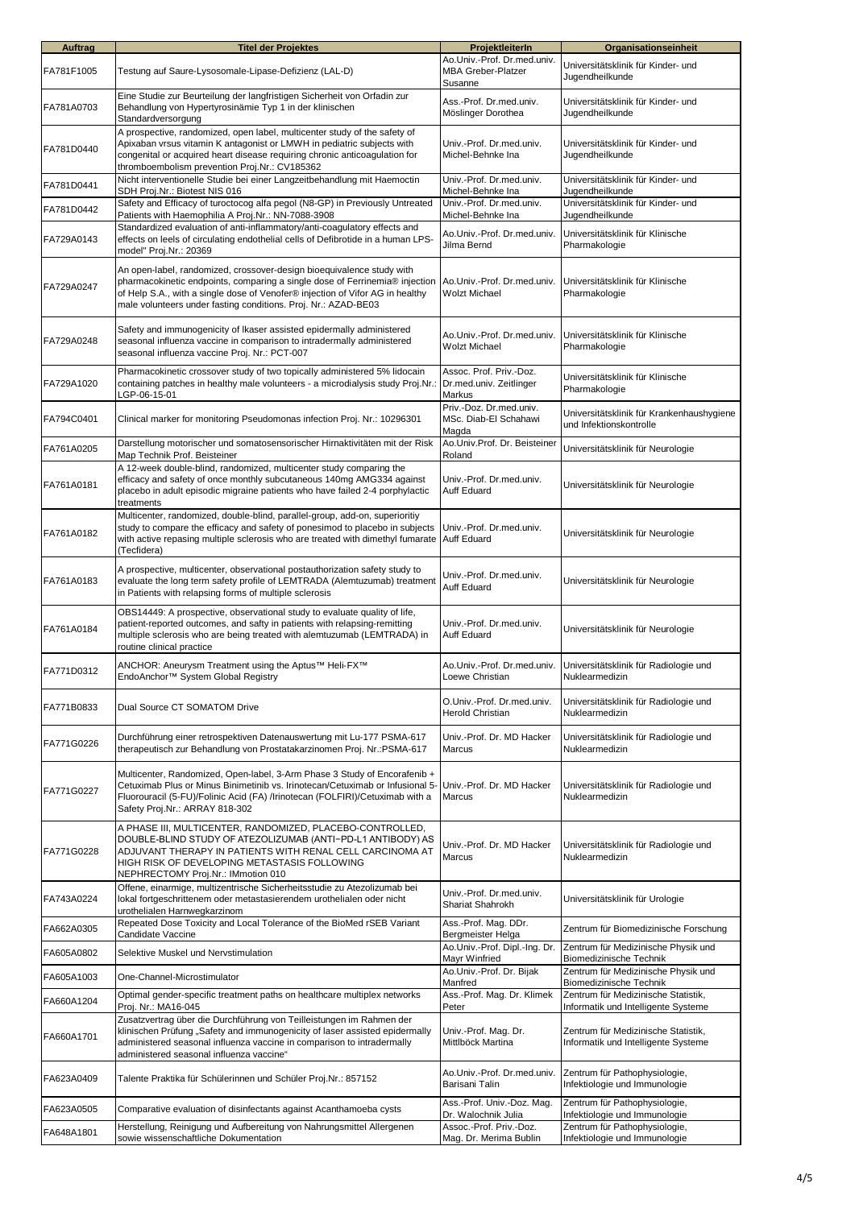| Auftrag | Titel der Projektes | ProjektleiterIn | Organisationseinheit |
|---|---|---|---|
| FA781F1005 | Testung auf Saure-Lysosomale-Lipase-Defizienz (LAL-D) | Ao.Univ.-Prof. Dr.med.univ. MBA Greber-Platzer Susanne | Universitätsklinik für Kinder- und Jugendheilkunde |
| FA781A0703 | Eine Studie zur Beurteilung der langfristigen Sicherheit von Orfadin zur Behandlung von Hypertyrosinämie Typ 1 in der klinischen Standardversorgung | Ass.-Prof. Dr.med.univ. Möslinger Dorothea | Universitätsklinik für Kinder- und Jugendheilkunde |
| FA781D0440 | A prospective, randomized, open label, multicenter study of the safety of Apixaban vrsus vitamin K antagonist or LMWH in pediatric subjects with congenital or acquired heart disease requiring chronic anticoagulation for thromboembolism prevention Proj.Nr.: CV185362 | Univ.-Prof. Dr.med.univ. Michel-Behnke Ina | Universitätsklinik für Kinder- und Jugendheilkunde |
| FA781D0441 | Nicht interventionelle Studie bei einer Langzeitbehandlung mit Haemoctin SDH Proj.Nr.: Biotest NIS 016 | Univ.-Prof. Dr.med.univ. Michel-Behnke Ina | Universitätsklinik für Kinder- und Jugendheilkunde |
| FA781D0442 | Safety and Efficacy of turoctocog alfa pegol (N8-GP) in Previously Untreated Patients with Haemophilia A Proj.Nr.: NN-7088-3908 | Univ.-Prof. Dr.med.univ. Michel-Behnke Ina | Universitätsklinik für Kinder- und Jugendheilkunde |
| FA729A0143 | Standardized evaluation of anti-inflammatory/anti-coagulatory effects and effects on leels of circulating endothelial cells of Defibrotide in a human LPS-model" Proj.Nr.: 20369 | Ao.Univ.-Prof. Dr.med.univ. Jilma Bernd | Universitätsklinik für Klinische Pharmakologie |
| FA729A0247 | An open-label, randomized, crossover-design bioequivalence study with pharmacokinetic endpoints, comparing a single dose of Ferrinemia® injection of Help S.A., with a single dose of Venofer® injection of Vifor AG in healthy male volunteers under fasting conditions. Proj. Nr.: AZAD-BE03 | Ao.Univ.-Prof. Dr.med.univ. Wolzt Michael | Universitätsklinik für Klinische Pharmakologie |
| FA729A0248 | Safety and immunogenicity of lkaser assisted epidermally administered seasonal influenza vaccine in comparison to intradermally administered seasonal influenza vaccine Proj. Nr.: PCT-007 | Ao.Univ.-Prof. Dr.med.univ. Wolzt Michael | Universitätsklinik für Klinische Pharmakologie |
| FA729A1020 | Pharmacokinetic crossover study of two topically administered 5% lidocain containing patches in healthy male volunteers - a microdialysis study Proj.Nr.: LGP-06-15-01 | Assoc. Prof. Priv.-Doz. Dr.med.univ. Zeitlinger Markus | Universitätsklinik für Klinische Pharmakologie |
| FA794C0401 | Clinical marker for monitoring Pseudomonas infection Proj. Nr.: 10296301 | Priv.-Doz. Dr.med.univ. MSc. Diab-El Schahawi Magda | Universitätsklinik für Krankenhaushygiene und Infektionskontrolle |
| FA761A0205 | Darstellung motorischer und somatosensorischer Hirnaktivitäten mit der Risk Map Technik Prof. Beisteiner | Ao.Univ.Prof. Dr. Beisteiner Roland | Universitätsklinik für Neurologie |
| FA761A0181 | A 12-week double-blind, randomized, multicenter study comparing the efficacy and safety of once monthly subcutaneous 140mg AMG334 against placebo in adult episodic migraine patients who have failed 2-4 porphylactic treatments | Univ.-Prof. Dr.med.univ. Auff Eduard | Universitätsklinik für Neurologie |
| FA761A0182 | Multicenter, randomized, double-blind, parallel-group, add-on, superioritiy study to compare the efficacy and safety of ponesimod to placebo in subjects with active repasing multiple sclerosis who are treated with dimethyl fumarate (Tecfidera) | Univ.-Prof. Dr.med.univ. Auff Eduard | Universitätsklinik für Neurologie |
| FA761A0183 | A prospective, multicenter, observational postauthorization safety study to evaluate the long term safety profile of LEMTRADA (Alemtuzumab) treatment in Patients with relapsing forms of multiple sclerosis | Univ.-Prof. Dr.med.univ. Auff Eduard | Universitätsklinik für Neurologie |
| FA761A0184 | OBS14449: A prospective, observational study to evaluate quality of life, patient-reported outcomes, and safty in patients with relapsing-remitting multiple sclerosis who are being treated with alemtuzumab (LEMTRADA) in routine clinical practice | Univ.-Prof. Dr.med.univ. Auff Eduard | Universitätsklinik für Neurologie |
| FA771D0312 | ANCHOR: Aneurysm Treatment using the Aptus™ Heli-FX™ EndoAnchor™ System Global Registry | Ao.Univ.-Prof. Dr.med.univ. Loewe Christian | Universitätsklinik für Radiologie und Nuklearmedizin |
| FA771B0833 | Dual Source CT SOMATOM Drive | O.Univ.-Prof. Dr.med.univ. Herold Christian | Universitätsklinik für Radiologie und Nuklearmedizin |
| FA771G0226 | Durchführung einer retrospektiven Datenauswertung mit Lu-177 PSMA-617 therapeutisch zur Behandlung von Prostatakarzinomen Proj. Nr.:PSMA-617 | Univ.-Prof. Dr. MD Hacker Marcus | Universitätsklinik für Radiologie und Nuklearmedizin |
| FA771G0227 | Multicenter, Randomized, Open-label, 3-Arm Phase 3 Study of Encorafenib + Cetuximab Plus or Minus Binimetinib vs. Irinotecan/Cetuximab or Infusional 5-Fluorouracil (5-FU)/Folinic Acid (FA) /Irinotecan (FOLFIRI)/Cetuximab with a Safety Proj.Nr.: ARRAY 818-302 | Univ.-Prof. Dr. MD Hacker Marcus | Universitätsklinik für Radiologie und Nuklearmedizin |
| FA771G0228 | A PHASE III, MULTICENTER, RANDOMIZED, PLACEBO-CONTROLLED, DOUBLE-BLIND STUDY OF ATEZOLIZUMAB (ANTI−PD-L1 ANTIBODY) AS ADJUVANT THERAPY IN PATIENTS WITH RENAL CELL CARCINOMA AT HIGH RISK OF DEVELOPING METASTASIS FOLLOWING NEPHRECTOMY Proj.Nr.: IMmotion 010 | Univ.-Prof. Dr. MD Hacker Marcus | Universitätsklinik für Radiologie und Nuklearmedizin |
| FA743A0224 | Offene, einarmige, multizentrische Sicherheitsstudie zu Atezolizumab bei lokal fortgeschrittenem oder metastasierendem urothelialen oder nicht urothelialen Harnwegkarzinom | Univ.-Prof. Dr.med.univ. Shariat Shahrokh | Universitätsklinik für Urologie |
| FA662A0305 | Repeated Dose Toxicity and Local Tolerance of the BioMed rSEB Variant Candidate Vaccine | Ass.-Prof. Mag. DDr. Bergmeister Helga | Zentrum für Biomedizinische Forschung |
| FA605A0802 | Selektive Muskel und Nervstimulation | Ao.Univ.-Prof. Dipl.-Ing. Dr. Mayr Winfried | Zentrum für Medizinische Physik und Biomedizinische Technik |
| FA605A1003 | One-Channel-Microstimulator | Ao.Univ.-Prof. Dr. Bijak Manfred | Zentrum für Medizinische Physik und Biomedizinische Technik |
| FA660A1204 | Optimal gender-specific treatment paths on healthcare multiplex networks Proj. Nr.: MA16-045 | Ass.-Prof. Mag. Dr. Klimek Peter | Zentrum für Medizinische Statistik, Informatik und Intelligente Systeme |
| FA660A1701 | Zusatzvertrag über die Durchführung von Teilleistungen im Rahmen der klinischen Prüfung „Safety and immunogenicity of laser assisted epidermally administered seasonal influenza vaccine in comparison to intradermally administered seasonal influenza vaccine" | Univ.-Prof. Mag. Dr. Mittlböck Martina | Zentrum für Medizinische Statistik, Informatik und Intelligente Systeme |
| FA623A0409 | Talente Praktika für Schülerinnen und Schüler Proj.Nr.: 857152 | Ao.Univ.-Prof. Dr.med.univ. Barisani Talin | Zentrum für Pathophysiologie, Infektiologie und Immunologie |
| FA623A0505 | Comparative evaluation of disinfectants against Acanthamoeba cysts | Ass.-Prof. Univ.-Doz. Mag. Dr. Walochnik Julia | Zentrum für Pathophysiologie, Infektiologie und Immunologie |
| FA648A1801 | Herstellung, Reinigung und Aufbereitung von Nahrungsmittel Allergenen sowie wissenschaftliche Dokumentation | Assoc.-Prof. Priv.-Doz. Mag. Dr. Merima Bublin | Zentrum für Pathophysiologie, Infektiologie und Immunologie |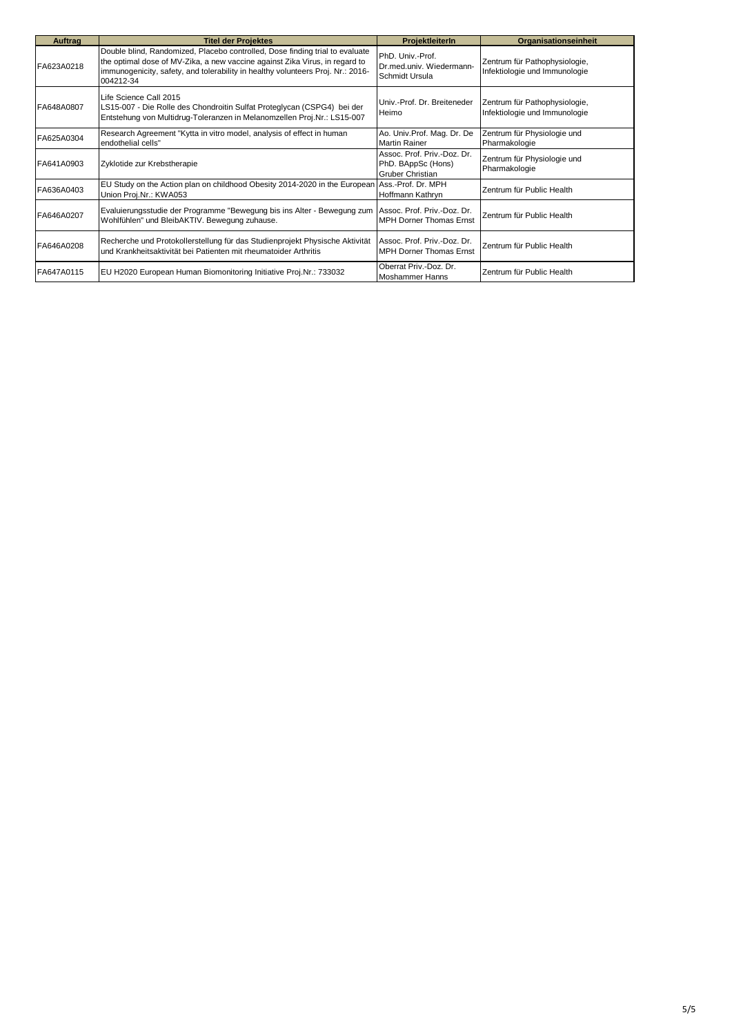| Auftrag | Titel der Projektes | ProjektleiterIn | Organisationseinheit |
|---|---|---|---|
| FA623A0218 | Double blind, Randomized, Placebo controlled, Dose finding trial to evaluate the optimal dose of MV-Zika, a new vaccine against Zika Virus, in regard to immunogenicity, safety, and tolerability in healthy volunteers Proj. Nr.: 2016-004212-34 | PhD. Univ.-Prof. Dr.med.univ. Wiedermann-Schmidt Ursula | Zentrum für Pathophysiologie, Infektiologie und Immunologie |
| FA648A0807 | Life Science Call 2015 LS15-007 - Die Rolle des Chondroitin Sulfat Proteglycan (CSPG4) bei der Entstehung von Multidrug-Toleranzen in Melanomzellen Proj.Nr.: LS15-007 | Univ.-Prof. Dr. Breiteneder Heimo | Zentrum für Pathophysiologie, Infektiologie und Immunologie |
| FA625A0304 | Research Agreement "Kytta in vitro model, analysis of effect in human endothelial cells" | Ao. Univ.Prof. Mag. Dr. De Martin Rainer | Zentrum für Physiologie und Pharmakologie |
| FA641A0903 | Zyklotide zur Krebstherapie | Assoc. Prof. Priv.-Doz. Dr. PhD. BAppSc (Hons) Gruber Christian | Zentrum für Physiologie und Pharmakologie |
| FA636A0403 | EU Study on the Action plan on childhood Obesity 2014-2020 in the European Union Proj.Nr.: KWA053 | Ass.-Prof. Dr. MPH Hoffmann Kathryn | Zentrum für Public Health |
| FA646A0207 | Evaluierungsstudie der Programme "Bewegung bis ins Alter - Bewegung zum Wohlfühlen" und BleibAKTIV. Bewegung zuhause. | Assoc. Prof. Priv.-Doz. Dr. MPH Dorner Thomas Ernst | Zentrum für Public Health |
| FA646A0208 | Recherche und Protokollerstellung für das Studienprojekt Physische Aktivität und Krankheitsaktivität bei Patienten mit rheumatoider Arthritis | Assoc. Prof. Priv.-Doz. Dr. MPH Dorner Thomas Ernst | Zentrum für Public Health |
| FA647A0115 | EU H2020 European Human Biomonitoring Initiative Proj.Nr.: 733032 | Oberrat Priv.-Doz. Dr. Moshammer Hanns | Zentrum für Public Health |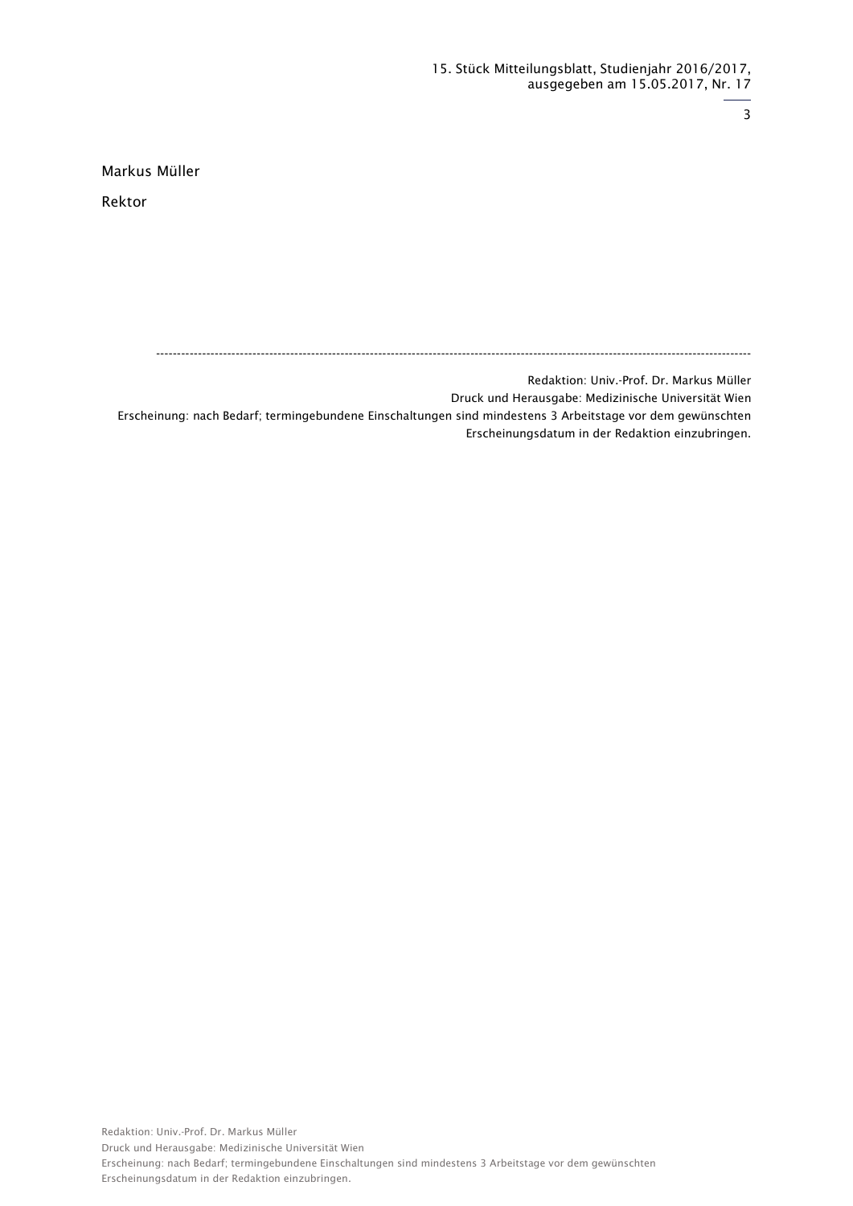Markus Müller

Rektor

---

Redaktion: Univ.-Prof. Dr. Markus Müller

Druck und Herausgabe: Medizinische Universität Wien

Erscheinung: nach Bedarf; termingebundene Einschaltungen sind mindestens 3 Arbeitstage vor dem gewünschten Erscheinungsdatum in der Redaktion einzubringen.